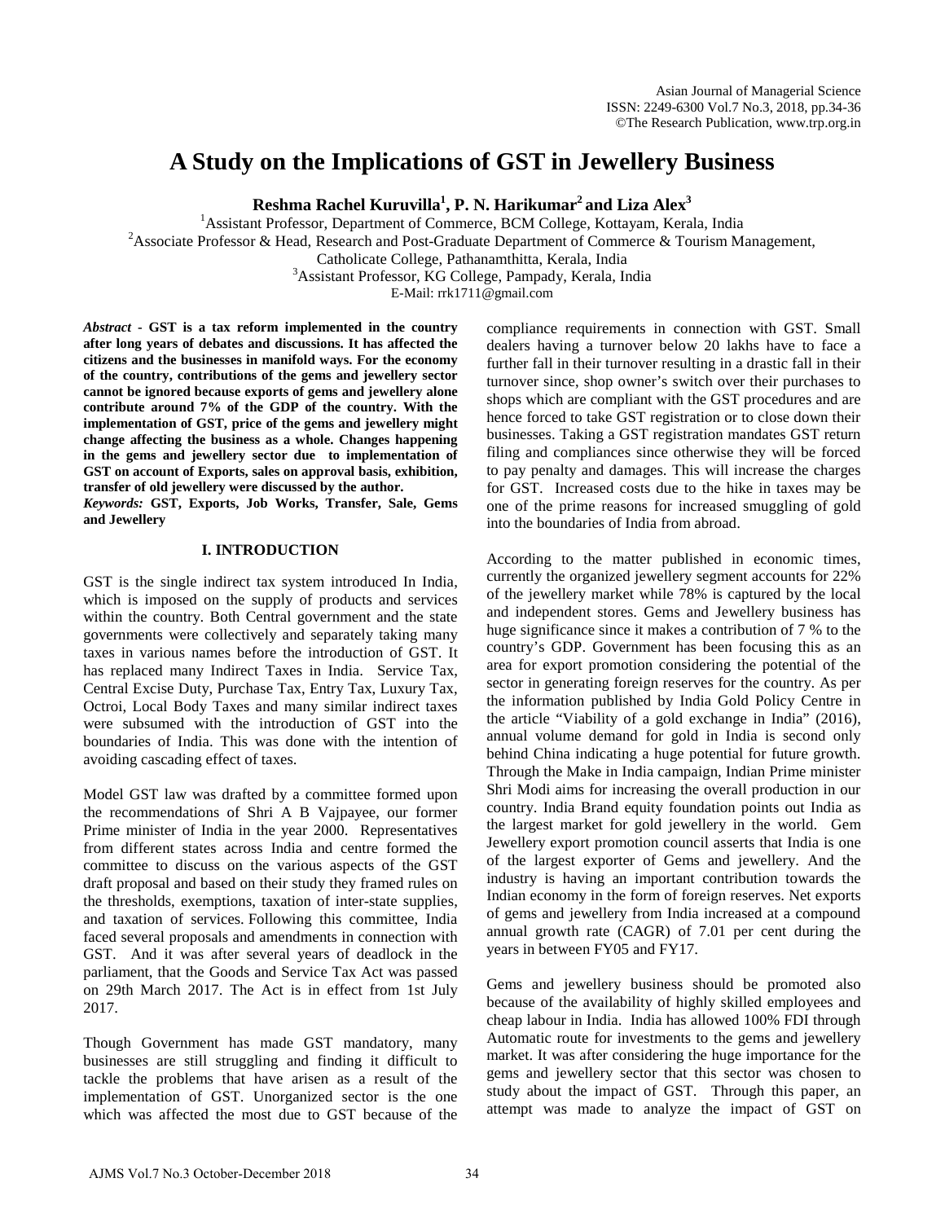# A Study on the Implications of GST in Jewellery Business

**Reshma Rachel Kuruvilla[1], P. N. Harikumar[2] and Liza Alex[3]**

[1]Assistant Professor, Department of Commerce, BCM College, Kottayam, Kerala, India
[2]Associate Professor & Head, Research and Post-Graduate Department of Commerce & Tourism Management, Catholicate College, Pathanamthitta, Kerala, India
[3]Assistant Professor, KG College, Pampady, Kerala, India
E-Mail: rrk1711@gmail.com

***Abstract*** - **GST is a tax reform implemented in the country after long years of debates and discussions. It has affected the citizens and the businesses in manifold ways. For the economy of the country, contributions of the gems and jewellery sector cannot be ignored because exports of gems and jewellery alone contribute around 7% of the GDP of the country. With the implementation of GST, price of the gems and jewellery might change affecting the business as a whole. Changes happening in the gems and jewellery sector due to implementation of GST on account of Exports, sales on approval basis, exhibition, transfer of old jewellery were discussed by the author.**

***Keywords:*** **GST, Exports, Job Works, Transfer, Sale, Gems and Jewellery**

## I. INTRODUCTION

GST is the single indirect tax system introduced In India, which is imposed on the supply of products and services within the country. Both Central government and the state governments were collectively and separately taking many taxes in various names before the introduction of GST. It has replaced many Indirect Taxes in India. Service Tax, Central Excise Duty, Purchase Tax, Entry Tax, Luxury Tax, Octroi, Local Body Taxes and many similar indirect taxes were subsumed with the introduction of GST into the boundaries of India. This was done with the intention of avoiding cascading effect of taxes.

Model GST law was drafted by a committee formed upon the recommendations of Shri A B Vajpayee, our former Prime minister of India in the year 2000. Representatives from different states across India and centre formed the committee to discuss on the various aspects of the GST draft proposal and based on their study they framed rules on the thresholds, exemptions, taxation of inter-state supplies, and taxation of services. Following this committee, India faced several proposals and amendments in connection with GST. And it was after several years of deadlock in the parliament, that the Goods and Service Tax Act was passed on 29th March 2017. The Act is in effect from 1st July 2017.

Though Government has made GST mandatory, many businesses are still struggling and finding it difficult to tackle the problems that have arisen as a result of the implementation of GST. Unorganized sector is the one which was affected the most due to GST because of the compliance requirements in connection with GST. Small dealers having a turnover below 20 lakhs have to face a further fall in their turnover resulting in a drastic fall in their turnover since, shop owner's switch over their purchases to shops which are compliant with the GST procedures and are hence forced to take GST registration or to close down their businesses. Taking a GST registration mandates GST return filing and compliances since otherwise they will be forced to pay penalty and damages. This will increase the charges for GST. Increased costs due to the hike in taxes may be one of the prime reasons for increased smuggling of gold into the boundaries of India from abroad.

According to the matter published in economic times, currently the organized jewellery segment accounts for 22% of the jewellery market while 78% is captured by the local and independent stores. Gems and Jewellery business has huge significance since it makes a contribution of 7 % to the country's GDP. Government has been focusing this as an area for export promotion considering the potential of the sector in generating foreign reserves for the country. As per the information published by India Gold Policy Centre in the article "Viability of a gold exchange in India" (2016), annual volume demand for gold in India is second only behind China indicating a huge potential for future growth. Through the Make in India campaign, Indian Prime minister Shri Modi aims for increasing the overall production in our country. India Brand equity foundation points out India as the largest market for gold jewellery in the world. Gem Jewellery export promotion council asserts that India is one of the largest exporter of Gems and jewellery. And the industry is having an important contribution towards the Indian economy in the form of foreign reserves. Net exports of gems and jewellery from India increased at a compound annual growth rate (CAGR) of 7.01 per cent during the years in between FY05 and FY17.

Gems and jewellery business should be promoted also because of the availability of highly skilled employees and cheap labour in India. India has allowed 100% FDI through Automatic route for investments to the gems and jewellery market. It was after considering the huge importance for the gems and jewellery sector that this sector was chosen to study about the impact of GST. Through this paper, an attempt was made to analyze the impact of GST on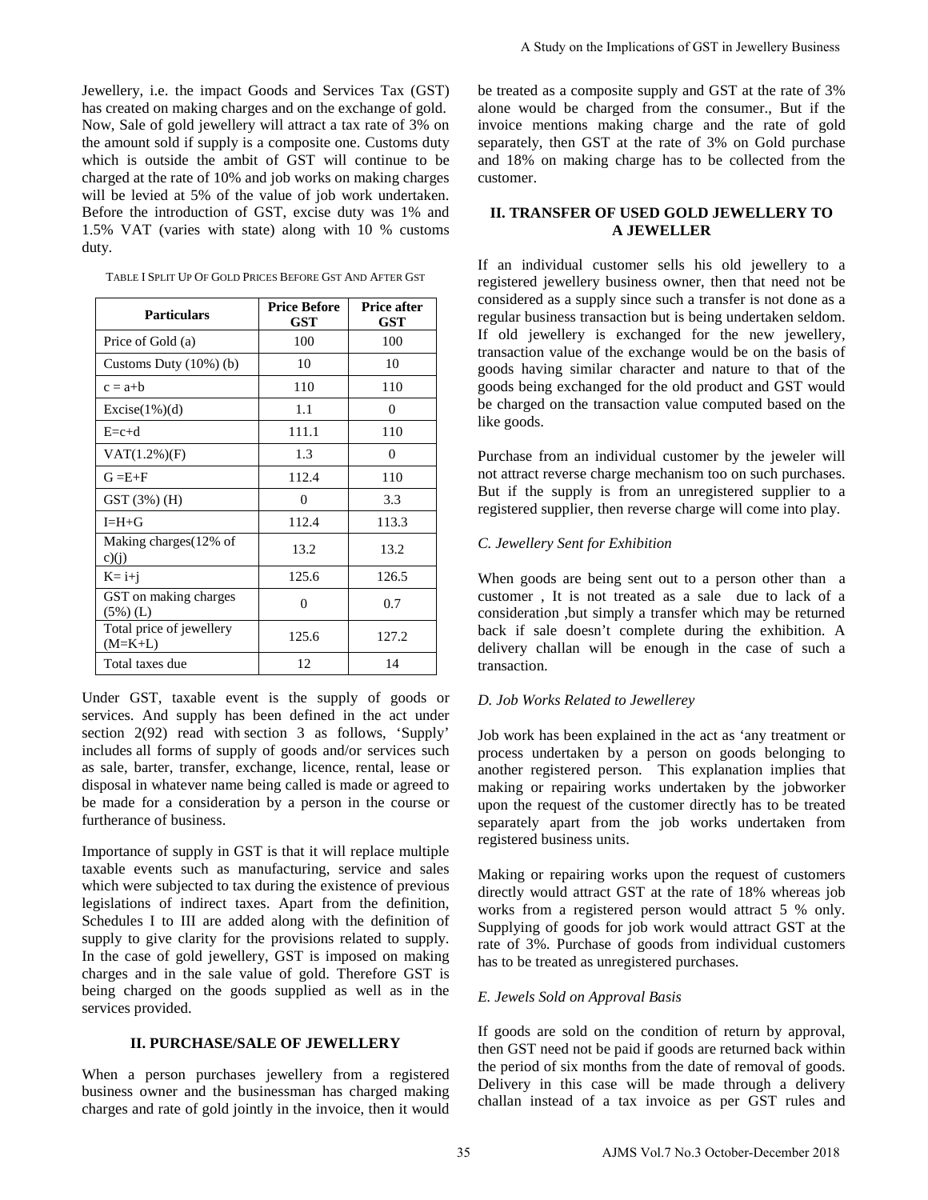Jewellery, i.e. the impact Goods and Services Tax (GST) has created on making charges and on the exchange of gold. Now, Sale of gold jewellery will attract a tax rate of 3% on the amount sold if supply is a composite one. Customs duty which is outside the ambit of GST will continue to be charged at the rate of 10% and job works on making charges will be levied at 5% of the value of job work undertaken. Before the introduction of GST, excise duty was 1% and 1.5% VAT (varies with state) along with 10 % customs duty.

TABLE I SPLIT UP OF GOLD PRICES BEFORE GST AND AFTER GST

| Particulars | Price Before GST | Price after GST |
|---|---|---|
| Price of Gold (a) | 100 | 100 |
| Customs Duty (10%) (b) | 10 | 10 |
| c = a+b | 110 | 110 |
| Excise(1%)(d) | 1.1 | 0 |
| E=c+d | 111.1 | 110 |
| VAT(1.2%)(F) | 1.3 | 0 |
| G =E+F | 112.4 | 110 |
| GST (3%) (H) | 0 | 3.3 |
| I=H+G | 112.4 | 113.3 |
| Making charges(12% of c)(j) | 13.2 | 13.2 |
| K= i+j | 125.6 | 126.5 |
| GST on making charges (5%) (L) | 0 | 0.7 |
| Total price of jewellery (M=K+L) | 125.6 | 127.2 |
| Total taxes due | 12 | 14 |

Under GST, taxable event is the supply of goods or services. And supply has been defined in the act under section 2(92) read with section 3 as follows, 'Supply' includes all forms of supply of goods and/or services such as sale, barter, transfer, exchange, licence, rental, lease or disposal in whatever name being called is made or agreed to be made for a consideration by a person in the course or furtherance of business.

Importance of supply in GST is that it will replace multiple taxable events such as manufacturing, service and sales which were subjected to tax during the existence of previous legislations of indirect taxes. Apart from the definition, Schedules I to III are added along with the definition of supply to give clarity for the provisions related to supply. In the case of gold jewellery, GST is imposed on making charges and in the sale value of gold. Therefore GST is being charged on the goods supplied as well as in the services provided.

## II. PURCHASE/SALE OF JEWELLERY

When a person purchases jewellery from a registered business owner and the businessman has charged making charges and rate of gold jointly in the invoice, then it would be treated as a composite supply and GST at the rate of 3% alone would be charged from the consumer., But if the invoice mentions making charge and the rate of gold separately, then GST at the rate of 3% on Gold purchase and 18% on making charge has to be collected from the customer.

## II. TRANSFER OF USED GOLD JEWELLERY TO A JEWELLER

If an individual customer sells his old jewellery to a registered jewellery business owner, then that need not be considered as a supply since such a transfer is not done as a regular business transaction but is being undertaken seldom. If old jewellery is exchanged for the new jewellery, transaction value of the exchange would be on the basis of goods having similar character and nature to that of the goods being exchanged for the old product and GST would be charged on the transaction value computed based on the like goods.

Purchase from an individual customer by the jeweler will not attract reverse charge mechanism too on such purchases. But if the supply is from an unregistered supplier to a registered supplier, then reverse charge will come into play.

### *C. Jewellery Sent for Exhibition*

When goods are being sent out to a person other than a customer , It is not treated as a sale due to lack of a consideration ,but simply a transfer which may be returned back if sale doesn't complete during the exhibition. A delivery challan will be enough in the case of such a transaction.

### *D. Job Works Related to Jewellerey*

Job work has been explained in the act as 'any treatment or process undertaken by a person on goods belonging to another registered person. This explanation implies that making or repairing works undertaken by the jobworker upon the request of the customer directly has to be treated separately apart from the job works undertaken from registered business units.

Making or repairing works upon the request of customers directly would attract GST at the rate of 18% whereas job works from a registered person would attract 5 % only. Supplying of goods for job work would attract GST at the rate of 3%. Purchase of goods from individual customers has to be treated as unregistered purchases.

### *E. Jewels Sold on Approval Basis*

If goods are sold on the condition of return by approval, then GST need not be paid if goods are returned back within the period of six months from the date of removal of goods. Delivery in this case will be made through a delivery challan instead of a tax invoice as per GST rules and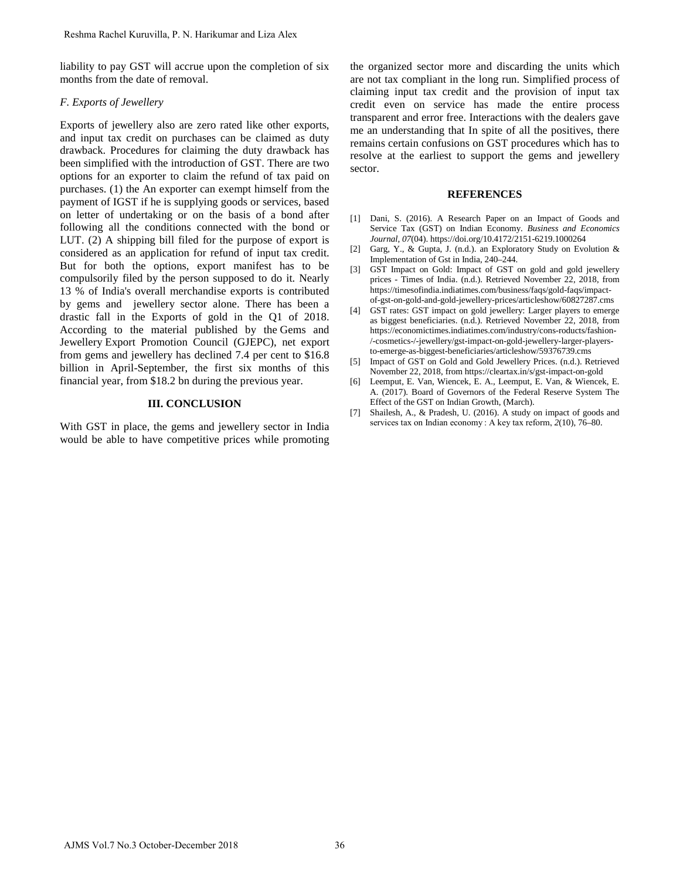liability to pay GST will accrue upon the completion of six months from the date of removal.

### *F. Exports of Jewellery*

Exports of jewellery also are zero rated like other exports, and input tax credit on purchases can be claimed as duty drawback. Procedures for claiming the duty drawback has been simplified with the introduction of GST. There are two options for an exporter to claim the refund of tax paid on purchases. (1) the An exporter can exempt himself from the payment of IGST if he is supplying goods or services, based on letter of undertaking or on the basis of a bond after following all the conditions connected with the bond or LUT. (2) A shipping bill filed for the purpose of export is considered as an application for refund of input tax credit. But for both the options, export manifest has to be compulsorily filed by the person supposed to do it. Nearly 13 % of India's overall merchandise exports is contributed by gems and jewellery sector alone. There has been a drastic fall in the Exports of gold in the Q1 of 2018. According to the material published by the Gems and Jewellery Export Promotion Council (GJEPC), net export from gems and jewellery has declined 7.4 per cent to $16.8 billion in April-September, the first six months of this financial year, from $18.2 bn during the previous year.

## III. CONCLUSION

With GST in place, the gems and jewellery sector in India would be able to have competitive prices while promoting the organized sector more and discarding the units which are not tax compliant in the long run. Simplified process of claiming input tax credit and the provision of input tax credit even on service has made the entire process transparent and error free. Interactions with the dealers gave me an understanding that In spite of all the positives, there remains certain confusions on GST procedures which has to resolve at the earliest to support the gems and jewellery sector.

## REFERENCES

[1] Dani, S. (2016). A Research Paper on an Impact of Goods and Service Tax (GST) on Indian Economy. *Business and Economics Journal*, *07*(04). https://doi.org/10.4172/2151-6219.1000264

[2] Garg, Y., & Gupta, J. (n.d.). an Exploratory Study on Evolution & Implementation of Gst in India, 240–244.

[3] GST Impact on Gold: Impact of GST on gold and gold jewellery prices - Times of India. (n.d.). Retrieved November 22, 2018, from https://timesofindia.indiatimes.com/business/faqs/gold-faqs/impact-of-gst-on-gold-and-gold-jewellery-prices/articleshow/60827287.cms

[4] GST rates: GST impact on gold jewellery: Larger players to emerge as biggest beneficiaries. (n.d.). Retrieved November 22, 2018, from https://economictimes.indiatimes.com/industry/cons-roducts/fashion-/-cosmetics-/-jewellery/gst-impact-on-gold-jewellery-larger-players-to-emerge-as-biggest-beneficiaries/articleshow/59376739.cms

[5] Impact of GST on Gold and Gold Jewellery Prices. (n.d.). Retrieved November 22, 2018, from https://cleartax.in/s/gst-impact-on-gold

[6] Leemput, E. Van, Wiencek, E. A., Leemput, E. Van, & Wiencek, E. A. (2017). Board of Governors of the Federal Reserve System The Effect of the GST on Indian Growth, (March).

[7] Shailesh, A., & Pradesh, U. (2016). A study on impact of goods and services tax on Indian economy : A key tax reform, *2*(10), 76–80.